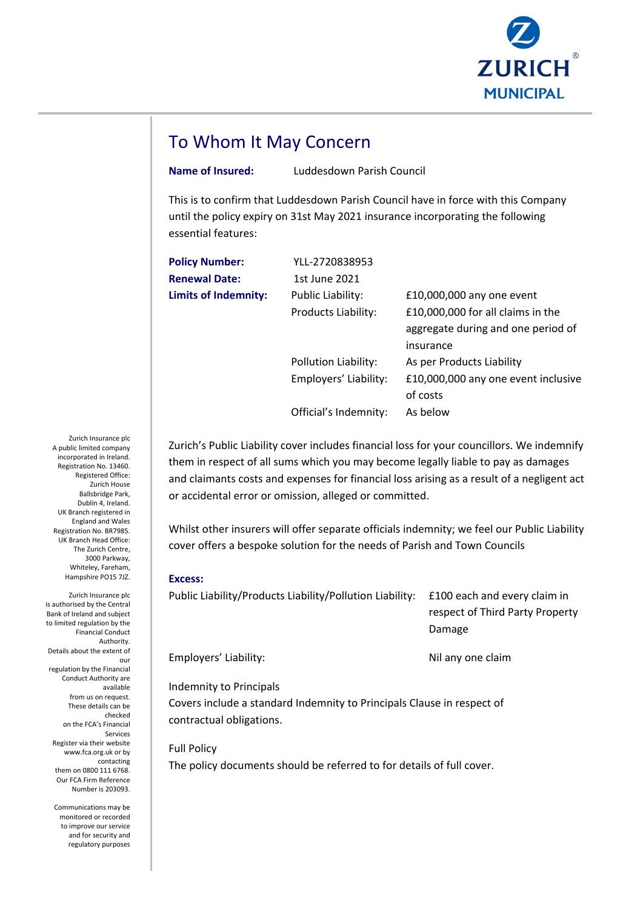# To Whom It May Concern

**Name of Insured:** Luddesdown Parish Council

This is to confirm that Luddesdown Parish Council have in force with this Company until the policy expiry on 31st May 2021 insurance incorporating the following essential features:

| | | |
|---|---|---|
| **Policy Number:** | YLL-2720838953 | |
| **Renewal Date:** | 1st June 2021 | |
| **Limits of Indemnity:** | Public Liability: | £10,000,000 any one event |
| | Products Liability: | £10,000,000 for all claims in the aggregate during and one period of insurance |
| | Pollution Liability: | As per Products Liability |
| | Employers' Liability: | £10,000,000 any one event inclusive of costs |
| | Official's Indemnity: | As below |

Zurich's Public Liability cover includes financial loss for your councillors. We indemnify them in respect of all sums which you may become legally liable to pay as damages and claimants costs and expenses for financial loss arising as a result of a negligent act or accidental error or omission, alleged or committed.

Whilst other insurers will offer separate officials indemnity; we feel our Public Liability cover offers a bespoke solution for the needs of Parish and Town Councils

**Excess:**

| | |
|---|---|
| Public Liability/Products Liability/Pollution Liability: | £100 each and every claim in respect of Third Party Property Damage |
| Employers' Liability: | Nil any one claim |

Indemnity to Principals

Covers include a standard Indemnity to Principals Clause in respect of contractual obligations.

Full Policy

The policy documents should be referred to for details of full cover.

Zurich Insurance plc
A public limited company incorporated in Ireland. Registration No. 13460. Registered Office: Zurich House Ballsbridge Park, Dublin 4, Ireland. UK Branch registered in England and Wales Registration No. BR7985. UK Branch Head Office: The Zurich Centre, 3000 Parkway, Whiteley, Fareham, Hampshire PO15 7JZ.

Zurich Insurance plc is authorised by the Central Bank of Ireland and subject to limited regulation by the Financial Conduct Authority. Details about the extent of our regulation by the Financial Conduct Authority are available from us on request. These details can be checked on the FCA's Financial Services Register via their website www.fca.org.uk or by contacting them on 0800 111 6768. Our FCA Firm Reference Number is 203093.

Communications may be monitored or recorded to improve our service and for security and regulatory purposes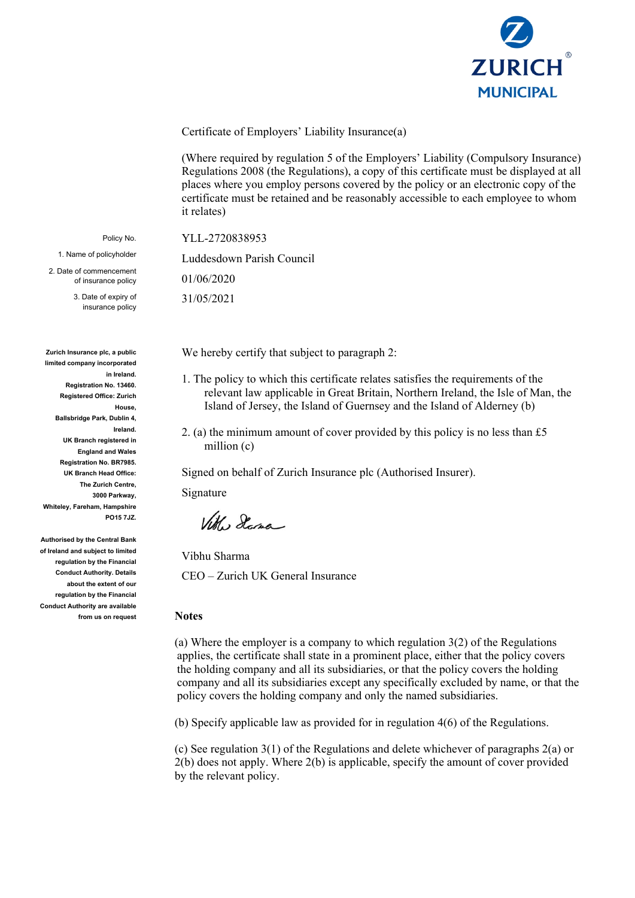ZURICH MUNICIPAL

Certificate of Employers' Liability Insurance(a)

(Where required by regulation 5 of the Employers' Liability (Compulsory Insurance) Regulations 2008 (the Regulations), a copy of this certificate must be displayed at all places where you employ persons covered by the policy or an electronic copy of the certificate must be retained and be reasonably accessible to each employee to whom it relates)

| | |
|---|---|
| Policy No. | YLL-2720838953 |
| 1. Name of policyholder | Luddesdown Parish Council |
| 2. Date of commencement of insurance policy | 01/06/2020 |
| 3. Date of expiry of insurance policy | 31/05/2021 |

**Zurich Insurance plc, a public limited company incorporated in Ireland. Registration No. 13460. Registered Office: Zurich House, Ballsbridge Park, Dublin 4, Ireland. UK Branch registered in England and Wales Registration No. BR7985. UK Branch Head Office: The Zurich Centre, 3000 Parkway, Whiteley, Fareham, Hampshire PO15 7JZ.**

**Authorised by the Central Bank of Ireland and subject to limited regulation by the Financial Conduct Authority. Details about the extent of our regulation by the Financial Conduct Authority are available from us on request**

We hereby certify that subject to paragraph 2:

1. The policy to which this certificate relates satisfies the requirements of the relevant law applicable in Great Britain, Northern Ireland, the Isle of Man, the Island of Jersey, the Island of Guernsey and the Island of Alderney (b)

2. (a) the minimum amount of cover provided by this policy is no less than £5 million (c)

Signed on behalf of Zurich Insurance plc (Authorised Insurer).

Signature

Vibhu Sharma

CEO – Zurich UK General Insurance

## Notes

(a) Where the employer is a company to which regulation 3(2) of the Regulations applies, the certificate shall state in a prominent place, either that the policy covers the holding company and all its subsidiaries, or that the policy covers the holding company and all its subsidiaries except any specifically excluded by name, or that the policy covers the holding company and only the named subsidiaries.

(b) Specify applicable law as provided for in regulation 4(6) of the Regulations.

(c) See regulation 3(1) of the Regulations and delete whichever of paragraphs 2(a) or 2(b) does not apply. Where 2(b) is applicable, specify the amount of cover provided by the relevant policy.